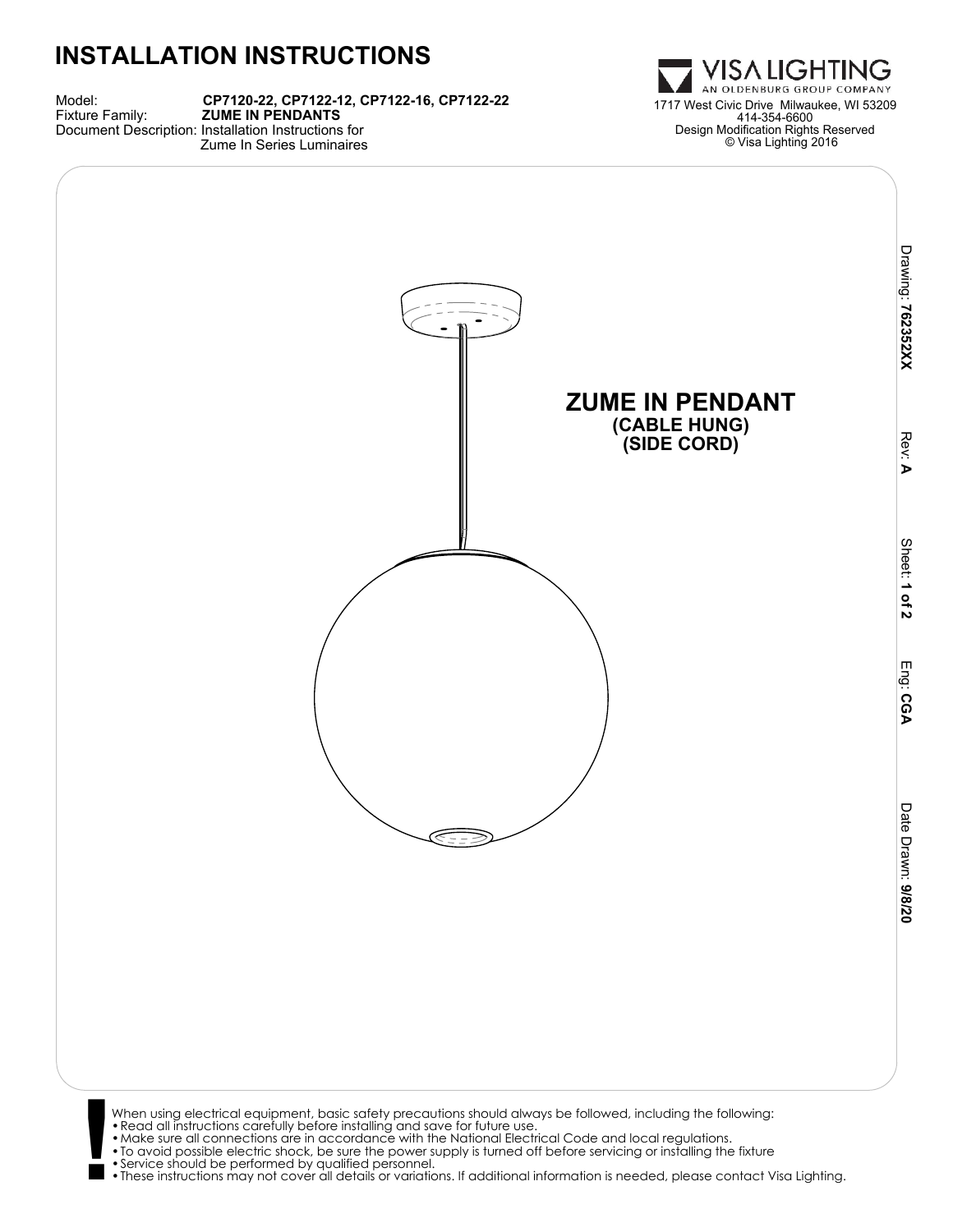# INSTALLATION INSTRUCTIONS

Model: **CP7120-22, CP7122-12, CP7122-16, CP7122-22**
Fixture Family: **ZUME IN PENDANTS**
Document Description: Installation Instructions for Zume In Series Luminaires

**VISA LIGHTING**
AN OLDENBURG GROUP COMPANY
1717 West Civic Drive Milwaukee, WI 53209
414-354-6600
Design Modification Rights Reserved
© Visa Lighting 2016

Drawing: **76235XX** Rev: **A** Sheet: **1 of 2** Eng: **CGA** Date Drawn: **9/8/20**

**ZUME IN PENDANT**
**(CABLE HUNG)**
**(SIDE CORD)**

When using electrical equipment, basic safety precautions should always be followed, including the following:

- Read all instructions carefully before installing and save for future use.
- Make sure all connections are in accordance with the National Electrical Code and local regulations.
- To avoid possible electric shock, be sure the power supply is turned off before servicing or installing the fixture
- Service should be performed by qualified personnel.
- These instructions may not cover all details or variations. If additional information is needed, please contact Visa Lighting.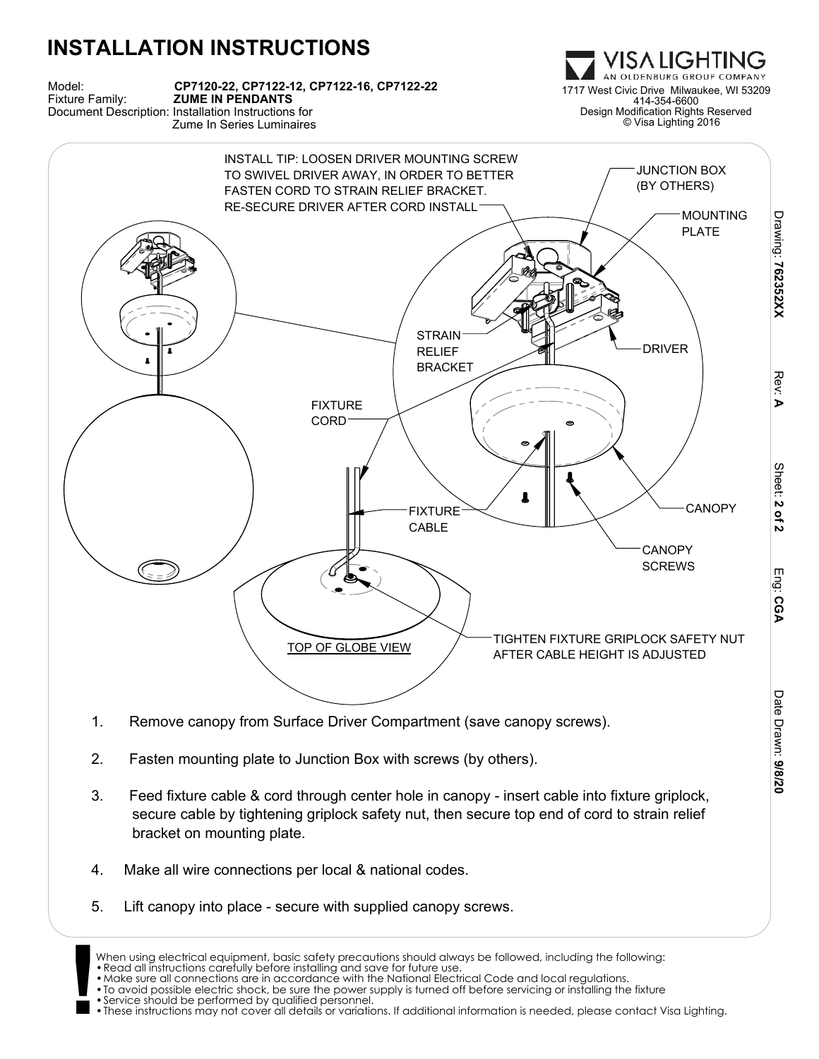# INSTALLATION INSTRUCTIONS

Model: **CP7120-22, CP7122-12, CP7122-16, CP7122-22**
Fixture Family: **ZUME IN PENDANTS**
Document Description: Installation Instructions for Zume In Series Luminaires

**VISA LIGHTING**
AN OLDENBURG GROUP COMPANY
1717 West Civic Drive Milwaukee, WI 53209
414-354-6600
Design Modification Rights Reserved
© Visa Lighting 2016

Drawing: **76252XX** Rev: **A** Sheet: **2 of 2** Eng: **CGA** Date Drawn: **9/8/20**

INSTALL TIP: LOOSEN DRIVER MOUNTING SCREW TO SWIVEL DRIVER AWAY, IN ORDER TO BETTER FASTEN CORD TO STRAIN RELIEF BRACKET. RE-SECURE DRIVER AFTER CORD INSTALL

JUNCTION BOX (BY OTHERS)

MOUNTING PLATE

STRAIN RELIEF BRACKET

DRIVER

FIXTURE CORD

FIXTURE CABLE

CANOPY

CANOPY SCREWS

TOP OF GLOBE VIEW

TIGHTEN FIXTURE GRIPLOCK SAFETY NUT AFTER CABLE HEIGHT IS ADJUSTED

1. Remove canopy from Surface Driver Compartment (save canopy screws).
2. Fasten mounting plate to Junction Box with screws (by others).
3. Feed fixture cable & cord through center hole in canopy - insert cable into fixture griplock, secure cable by tightening griplock safety nut, then secure top end of cord to strain relief bracket on mounting plate.
4. Make all wire connections per local & national codes.
5. Lift canopy into place - secure with supplied canopy screws.

When using electrical equipment, basic safety precautions should always be followed, including the following:

- Read all instructions carefully before installing and save for future use.
- Make sure all connections are in accordance with the National Electrical Code and local regulations.
- To avoid possible electric shock, be sure the power supply is turned off before servicing or installing the fixture
- Service should be performed by qualified personnel.
- These instructions may not cover all details or variations. If additional information is needed, please contact Visa Lighting.